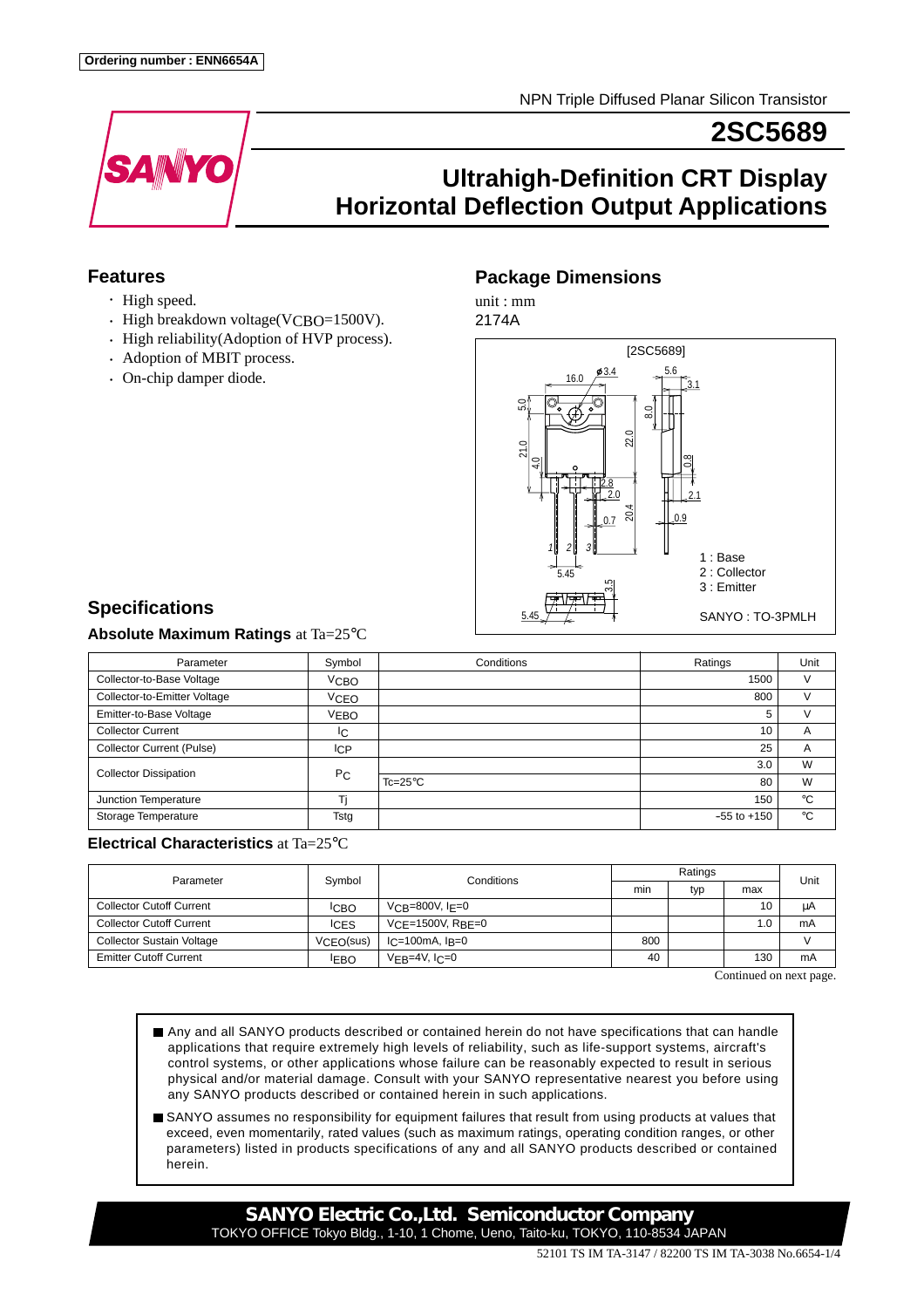Ordering number : ENN6654A

NPN Triple Diffused Planar Silicon Transistor

# 2SC5689

## Ultrahigh-Definition CRT Display Horizontal Deflection Output Applications

### Features

- High speed.
- High breakdown voltage($V_{CBO}$=1500V).
- High reliability(Adoption of HVP process).
- Adoption of MBIT process.
- On-chip damper diode.

### Package Dimensions

unit : mm

2174A

[2SC5689]

1 : Base
2 : Collector
3 : Emitter

SANYO : TO-3PMLH

### Specifications

**Absolute Maximum Ratings** at Ta=25°C

| Parameter | Symbol | Conditions | Ratings | Unit |
|---|---|---|---|---|
| Collector-to-Base Voltage | $V_{CBO}$ | | 1500 | V |
| Collector-to-Emitter Voltage | $V_{CEO}$ | | 800 | V |
| Emitter-to-Base Voltage | $V_{EBO}$ | | 5 | V |
| Collector Current | $I_C$ | | 10 | A |
| Collector Current (Pulse) | $I_{CP}$ | | 25 | A |
| Collector Dissipation | $P_C$ | | 3.0 | W |
| | | Tc=25°C | 80 | W |
| Junction Temperature | Tj | | 150 | °C |
| Storage Temperature | Tstg | | –55 to +150 | °C |

**Electrical Characteristics** at Ta=25°C

| Parameter | Symbol | Conditions | Ratings | | | Unit |
|---|---|---|---|---|---|---|
| | | | min | typ | max | |
| Collector Cutoff Current | $I_{CBO}$ | $V_{CB}$=800V, $I_E$=0 | | | 10 | μA |
| Collector Cutoff Current | $I_{CES}$ | $V_{CE}$=1500V, $R_{BE}$=0 | | | 1.0 | mA |
| Collector Sustain Voltage | $V_{CEO}$(sus) | $I_C$=100mA, $I_B$=0 | 800 | | | V |
| Emitter Cutoff Current | $I_{EBO}$ | $V_{EB}$=4V, $I_C$=0 | 40 | | 130 | mA |

Continued on next page.

- Any and all SANYO products described or contained herein do not have specifications that can handle applications that require extremely high levels of reliability, such as life-support systems, aircraft's control systems, or other applications whose failure can be reasonably expected to result in serious physical and/or material damage. Consult with your SANYO representative nearest you before using any SANYO products described or contained herein in such applications.
- SANYO assumes no responsibility for equipment failures that result from using products at values that exceed, even momentarily, rated values (such as maximum ratings, operating condition ranges, or other parameters) listed in products specifications of any and all SANYO products described or contained herein.

**SANYO Electric Co.,Ltd. Semiconductor Company**

TOKYO OFFICE Tokyo Bldg., 1-10, 1 Chome, Ueno, Taito-ku, TOKYO, 110-8534 JAPAN

52101 TS IM TA-3147 / 82200 TS IM TA-3038 No.6654-1/4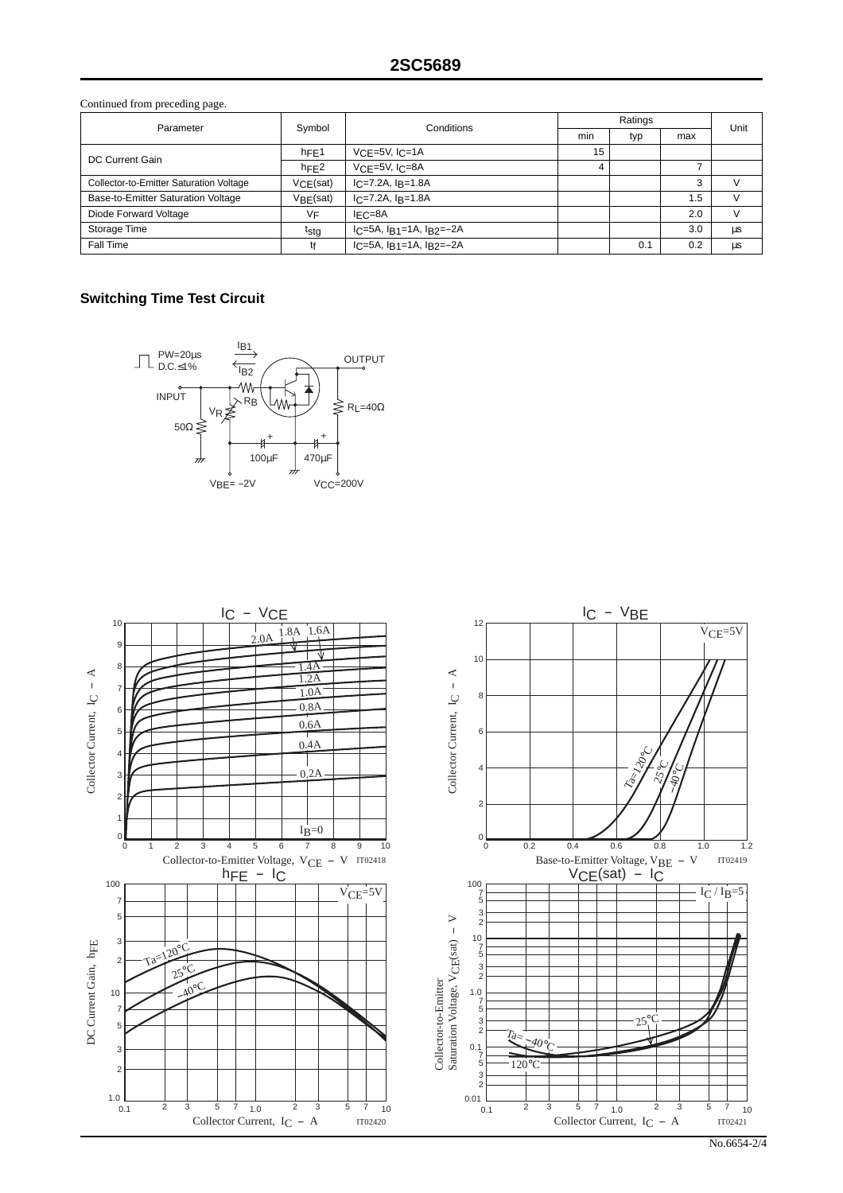Continued from preceding page.

| Parameter | Symbol | Conditions | Ratings | | | Unit |
|---|---|---|---|---|---|---|
| | | | min | typ | max | |
| DC Current Gain | $h_{FE}1$ | $V_{CE}$=5V, $I_C$=1A | 15 | | | |
| | $h_{FE}2$ | $V_{CE}$=5V, $I_C$=8A | 4 | | 7 | |
| Collector-to-Emitter Saturation Voltage | $V_{CE}(sat)$ | $I_C$=7.2A, $I_B$=1.8A | | | 3 | V |
| Base-to-Emitter Saturation Voltage | $V_{BE}(sat)$ | $I_C$=7.2A, $I_B$=1.8A | | | 1.5 | V |
| Diode Forward Voltage | $V_F$ | $I_{EC}$=8A | | | 2.0 | V |
| Storage Time | $t_{stg}$ | $I_C$=5A, $I_{B1}$=1A, $I_{B2}$=−2A | | | 3.0 | µs |
| Fall Time | $t_f$ | $I_C$=5A, $I_{B1}$=1A, $I_{B2}$=−2A | | 0.1 | 0.2 | µs |

## Switching Time Test Circuit

PW=20µs, D.C.≤1%, INPUT, 50Ω, $V_R$, $R_B$, $I_{B1}$, $I_{B2}$, OUTPUT, $R_L$=40Ω, 100µF, 470µF, $V_{BE}$= −2V, $V_{CC}$=200V

**$I_C$ – $V_{CE}$** (IT02418)
Collector Current, $I_C$ – A vs. Collector-to-Emitter Voltage, $V_{CE}$ – V; curves for $I_B$=0, 0.2A, 0.4A, 0.6A, 0.8A, 1.0A, 1.2A, 1.4A, 1.6A, 1.8A, 2.0A

**$I_C$ – $V_{BE}$** (IT02419)
Collector Current, $I_C$ – A vs. Base-to-Emitter Voltage, $V_{BE}$ – V; $V_{CE}$=5V; Ta=120°C, 25°C, −40°C

**$h_{FE}$ – $I_C$** (IT02420)
DC Current Gain, $h_{FE}$ vs. Collector Current, $I_C$ – A; $V_{CE}$=5V; Ta=120°C, 25°C, −40°C

**$V_{CE}(sat)$ – $I_C$** (IT02421)
Collector-to-Emitter Saturation Voltage, $V_{CE}(sat)$ – V vs. Collector Current, $I_C$ – A; $I_C$ / $I_B$=5; Ta= −40°C, 25°C, 120°C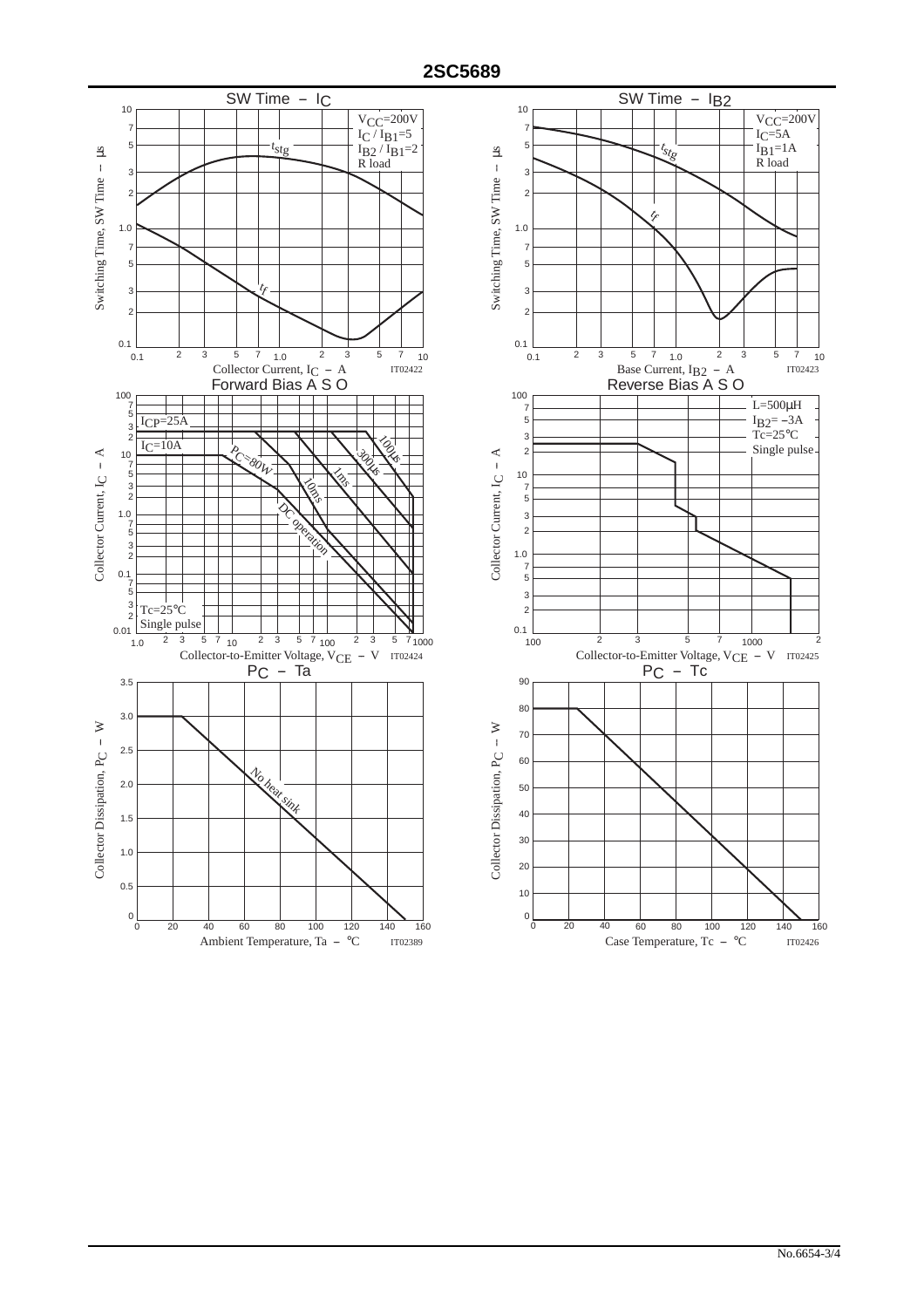## 2SC5689

### SW Time – $I_C$

$V_{CC}$=200V
$I_C$ / $I_{B1}$=5
$I_{B2}$ / $I_{B1}$=2
R load

$t_{stg}$

$t_f$

Switching Time, SW Time – µs

Collector Current, $I_C$ – A

IT02422

### SW Time – $I_{B2}$

$V_{CC}$=200V
$I_C$=5A
$I_{B1}$=1A
R load

$t_{stg}$

$t_f$

Switching Time, SW Time – µs

Base Current, $I_{B2}$ – A

IT02423

### Forward Bias A S O

$I_{CP}$=25A

$I_C$=10A

$P_C$=80W

100µs

300µs

1ms

10ms

DC operation

Tc=25°C
Single pulse

Collector Current, $I_C$ – A

Collector-to-Emitter Voltage, $V_{CE}$ – V

IT02424

### Reverse Bias A S O

L=500µH
$I_{B2}$= –3A
Tc=25°C
Single pulse

Collector Current, $I_C$ – A

Collector-to-Emitter Voltage, $V_{CE}$ – V

IT02425

### $P_C$ – Ta

No heat sink

Collector Dissipation, $P_C$ – W

Ambient Temperature, Ta – °C

IT02389

### $P_C$ – Tc

Collector Dissipation, $P_C$ – W

Case Temperature, Tc – °C

IT02426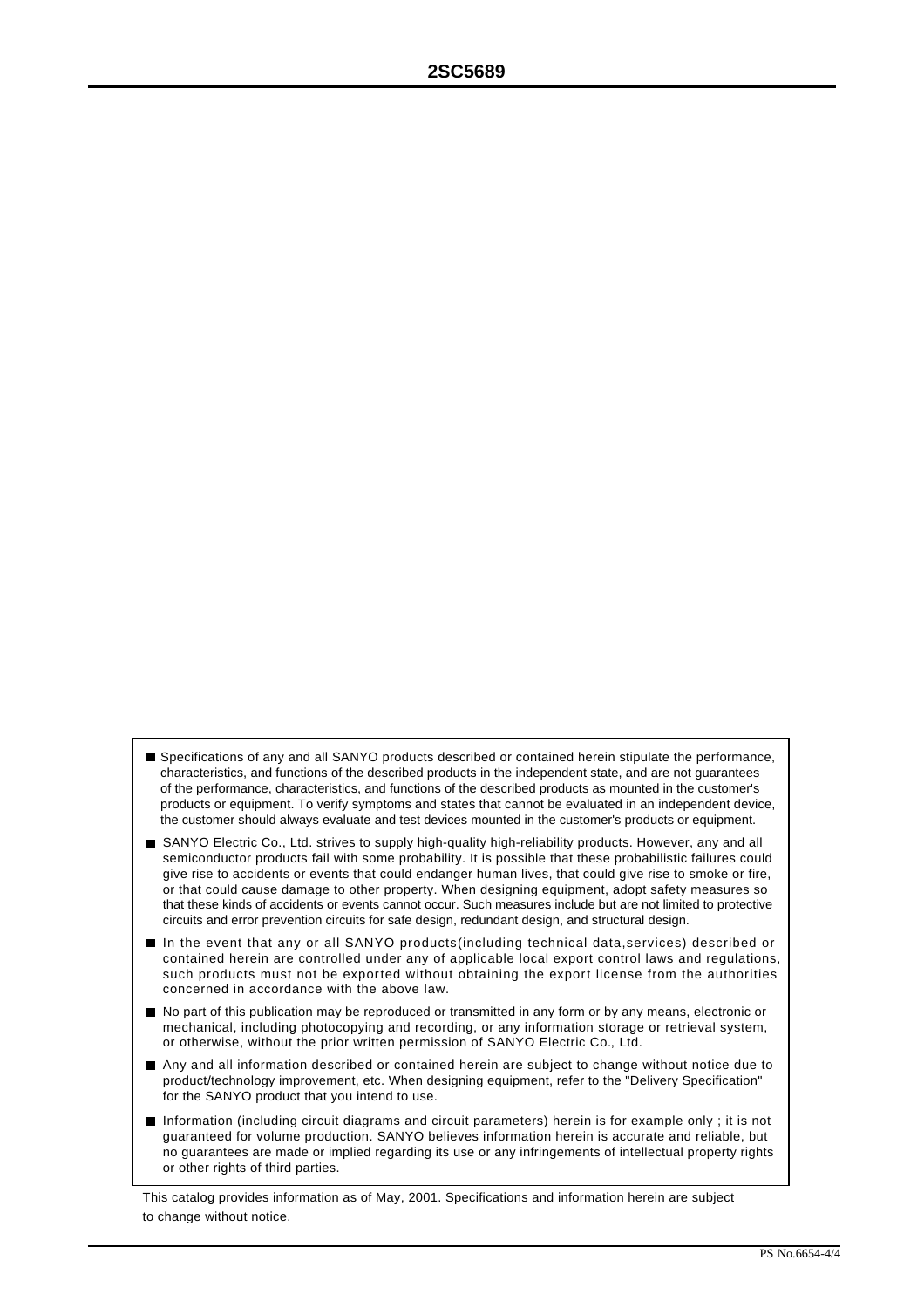- Specifications of any and all SANYO products described or contained herein stipulate the performance, characteristics, and functions of the described products in the independent state, and are not guarantees of the performance, characteristics, and functions of the described products as mounted in the customer's products or equipment. To verify symptoms and states that cannot be evaluated in an independent device, the customer should always evaluate and test devices mounted in the customer's products or equipment.
- SANYO Electric Co., Ltd. strives to supply high-quality high-reliability products. However, any and all semiconductor products fail with some probability. It is possible that these probabilistic failures could give rise to accidents or events that could endanger human lives, that could give rise to smoke or fire, or that could cause damage to other property. When designing equipment, adopt safety measures so that these kinds of accidents or events cannot occur. Such measures include but are not limited to protective circuits and error prevention circuits for safe design, redundant design, and structural design.
- In the event that any or all SANYO products(including technical data,services) described or contained herein are controlled under any of applicable local export control laws and regulations, such products must not be exported without obtaining the export license from the authorities concerned in accordance with the above law.
- No part of this publication may be reproduced or transmitted in any form or by any means, electronic or mechanical, including photocopying and recording, or any information storage or retrieval system, or otherwise, without the prior written permission of SANYO Electric Co., Ltd.
- Any and all information described or contained herein are subject to change without notice due to product/technology improvement, etc. When designing equipment, refer to the "Delivery Specification" for the SANYO product that you intend to use.
- Information (including circuit diagrams and circuit parameters) herein is for example only ; it is not guaranteed for volume production. SANYO believes information herein is accurate and reliable, but no guarantees are made or implied regarding its use or any infringements of intellectual property rights or other rights of third parties.

This catalog provides information as of May, 2001. Specifications and information herein are subject to change without notice.